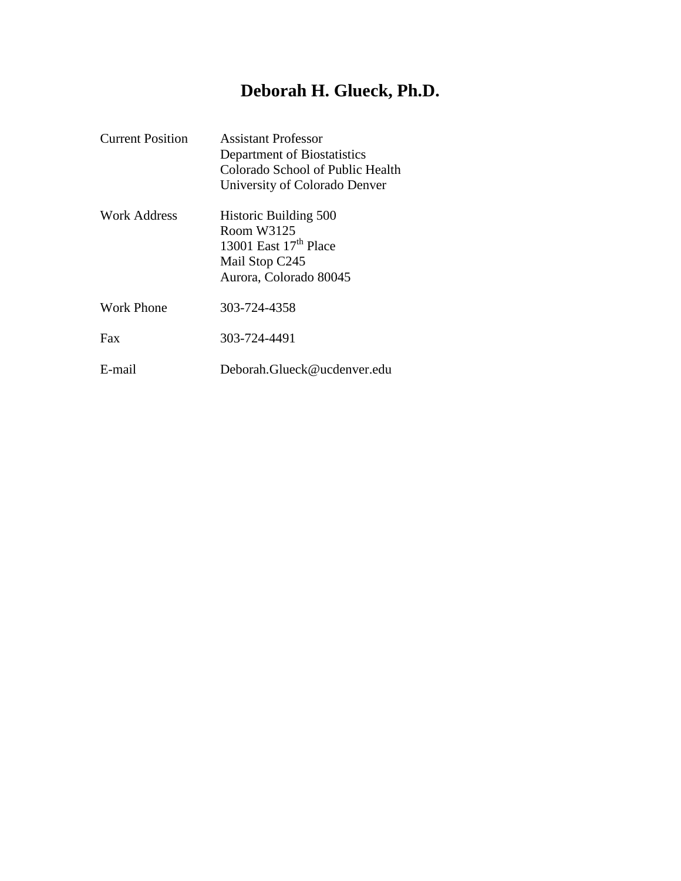# Deborah H. Glueck, Ph.D.

| | |
|---|---|
| Current Position | Assistant Professor<br>Department of Biostatistics<br>Colorado School of Public Health<br>University of Colorado Denver |
| Work Address | Historic Building 500<br>Room W3125<br>13001 East 17th Place<br>Mail Stop C245<br>Aurora, Colorado 80045 |
| Work Phone | 303-724-4358 |
| Fax | 303-724-4491 |
| E-mail | Deborah.Glueck@ucdenver.edu |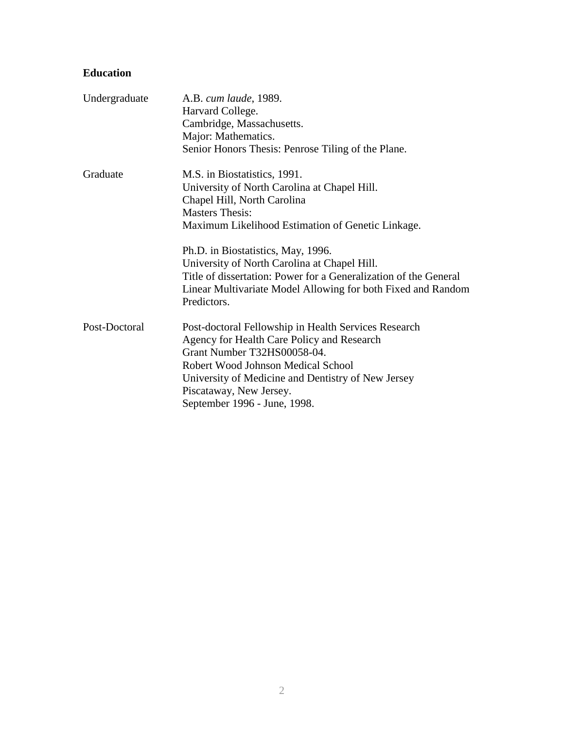**Education**

| | |
|---|---|
| Undergraduate | A.B. *cum laude*, 1989.<br>Harvard College.<br>Cambridge, Massachusetts.<br>Major: Mathematics.<br>Senior Honors Thesis: Penrose Tiling of the Plane. |
| Graduate | M.S. in Biostatistics, 1991.<br>University of North Carolina at Chapel Hill.<br>Chapel Hill, North Carolina<br>Masters Thesis:<br>Maximum Likelihood Estimation of Genetic Linkage.<br><br>Ph.D. in Biostatistics, May, 1996.<br>University of North Carolina at Chapel Hill.<br>Title of dissertation: Power for a Generalization of the General Linear Multivariate Model Allowing for both Fixed and Random Predictors. |
| Post-Doctoral | Post-doctoral Fellowship in Health Services Research<br>Agency for Health Care Policy and Research<br>Grant Number T32HS00058-04.<br>Robert Wood Johnson Medical School<br>University of Medicine and Dentistry of New Jersey<br>Piscataway, New Jersey.<br>September 1996 - June, 1998. |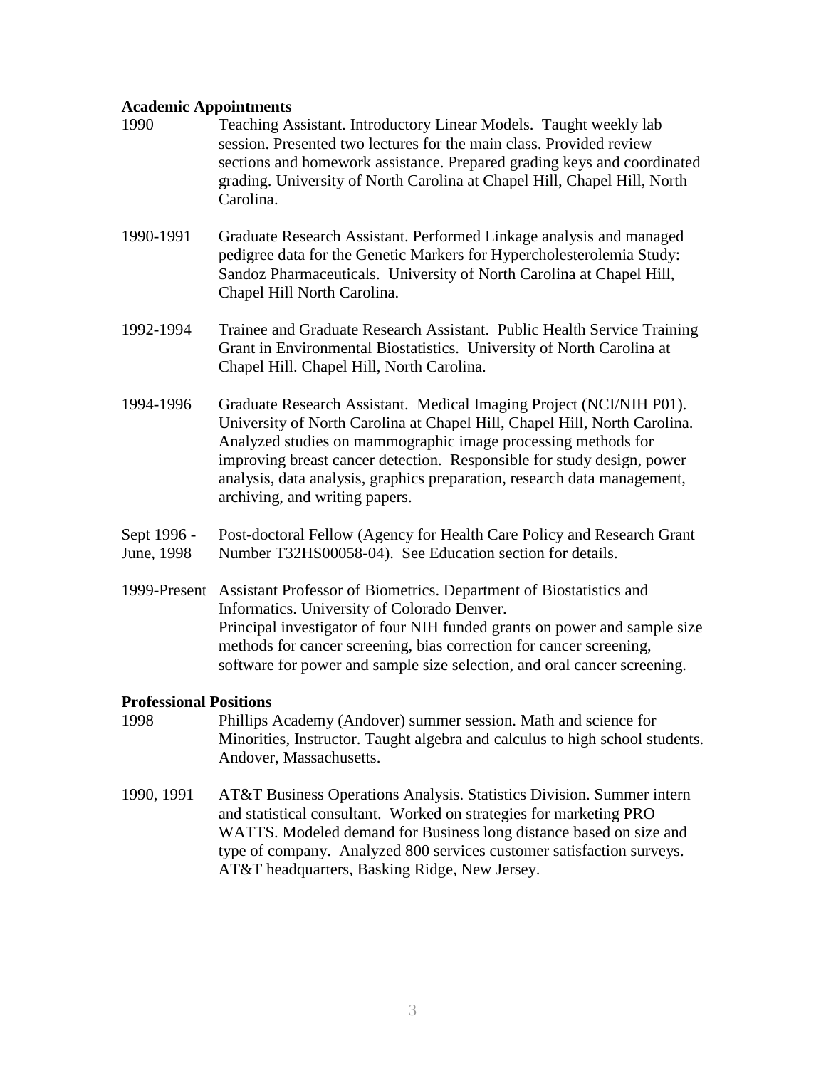**Academic Appointments**

1990 Teaching Assistant. Introductory Linear Models. Taught weekly lab session. Presented two lectures for the main class. Provided review sections and homework assistance. Prepared grading keys and coordinated grading. University of North Carolina at Chapel Hill, Chapel Hill, North Carolina.

1990-1991 Graduate Research Assistant. Performed Linkage analysis and managed pedigree data for the Genetic Markers for Hypercholesterolemia Study: Sandoz Pharmaceuticals. University of North Carolina at Chapel Hill, Chapel Hill North Carolina.

1992-1994 Trainee and Graduate Research Assistant. Public Health Service Training Grant in Environmental Biostatistics. University of North Carolina at Chapel Hill. Chapel Hill, North Carolina.

1994-1996 Graduate Research Assistant. Medical Imaging Project (NCI/NIH P01). University of North Carolina at Chapel Hill, Chapel Hill, North Carolina. Analyzed studies on mammographic image processing methods for improving breast cancer detection. Responsible for study design, power analysis, data analysis, graphics preparation, research data management, archiving, and writing papers.

Sept 1996 - June, 1998 Post-doctoral Fellow (Agency for Health Care Policy and Research Grant Number T32HS00058-04). See Education section for details.

1999-Present Assistant Professor of Biometrics. Department of Biostatistics and Informatics. University of Colorado Denver.
Principal investigator of four NIH funded grants on power and sample size methods for cancer screening, bias correction for cancer screening, software for power and sample size selection, and oral cancer screening.

**Professional Positions**

1998 Phillips Academy (Andover) summer session. Math and science for Minorities, Instructor. Taught algebra and calculus to high school students. Andover, Massachusetts.

1990, 1991 AT&T Business Operations Analysis. Statistics Division. Summer intern and statistical consultant. Worked on strategies for marketing PRO WATTS. Modeled demand for Business long distance based on size and type of company. Analyzed 800 services customer satisfaction surveys. AT&T headquarters, Basking Ridge, New Jersey.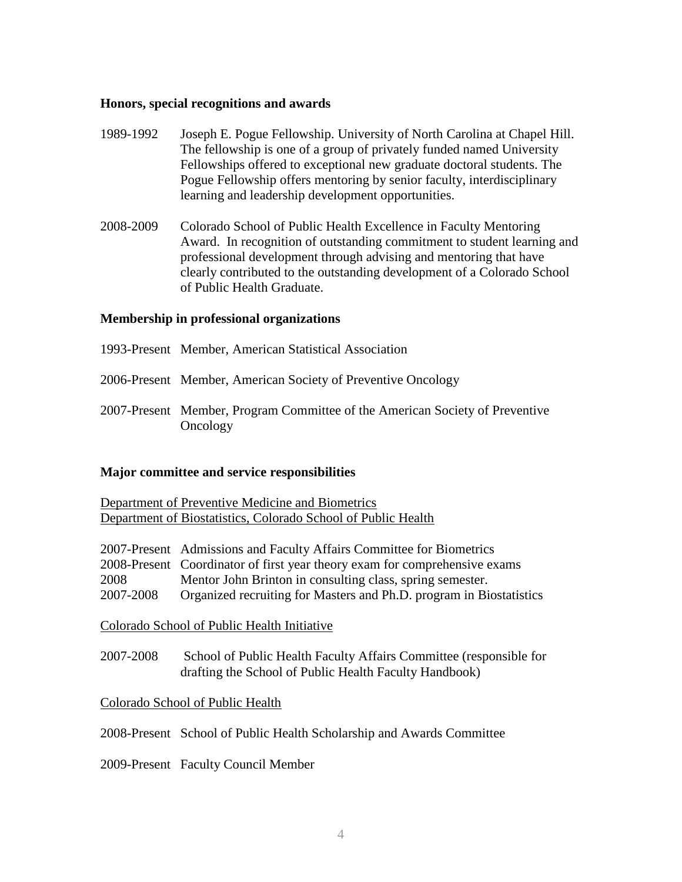**Honors, special recognitions and awards**

1989-1992 Joseph E. Pogue Fellowship. University of North Carolina at Chapel Hill. The fellowship is one of a group of privately funded named University Fellowships offered to exceptional new graduate doctoral students. The Pogue Fellowship offers mentoring by senior faculty, interdisciplinary learning and leadership development opportunities.

2008-2009 Colorado School of Public Health Excellence in Faculty Mentoring Award. In recognition of outstanding commitment to student learning and professional development through advising and mentoring that have clearly contributed to the outstanding development of a Colorado School of Public Health Graduate.

**Membership in professional organizations**

1993-Present Member, American Statistical Association

2006-Present Member, American Society of Preventive Oncology

2007-Present Member, Program Committee of the American Society of Preventive Oncology

**Major committee and service responsibilities**

Department of Preventive Medicine and Biometrics
Department of Biostatistics, Colorado School of Public Health

2007-Present Admissions and Faculty Affairs Committee for Biometrics
2008-Present Coordinator of first year theory exam for comprehensive exams
2008 Mentor John Brinton in consulting class, spring semester.
2007-2008 Organized recruiting for Masters and Ph.D. program in Biostatistics

Colorado School of Public Health Initiative

2007-2008 School of Public Health Faculty Affairs Committee (responsible for drafting the School of Public Health Faculty Handbook)

Colorado School of Public Health

2008-Present School of Public Health Scholarship and Awards Committee

2009-Present Faculty Council Member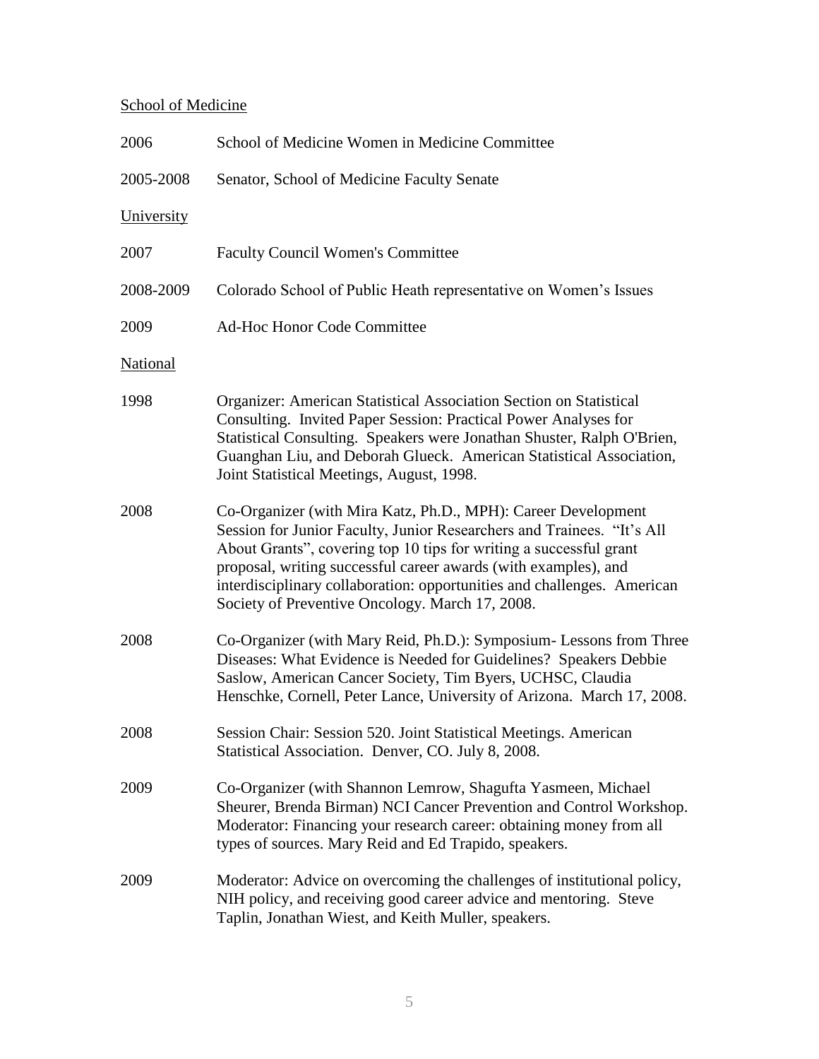School of Medicine

| | |
|---|---|
| 2006 | School of Medicine Women in Medicine Committee |
| 2005-2008 | Senator, School of Medicine Faculty Senate |

University

| | |
|---|---|
| 2007 | Faculty Council Women's Committee |
| 2008-2009 | Colorado School of Public Heath representative on Women's Issues |
| 2009 | Ad-Hoc Honor Code Committee |

National

| | |
|---|---|
| 1998 | Organizer: American Statistical Association Section on Statistical Consulting. Invited Paper Session: Practical Power Analyses for Statistical Consulting. Speakers were Jonathan Shuster, Ralph O'Brien, Guanghan Liu, and Deborah Glueck. American Statistical Association, Joint Statistical Meetings, August, 1998. |
| 2008 | Co-Organizer (with Mira Katz, Ph.D., MPH): Career Development Session for Junior Faculty, Junior Researchers and Trainees. "It's All About Grants", covering top 10 tips for writing a successful grant proposal, writing successful career awards (with examples), and interdisciplinary collaboration: opportunities and challenges. American Society of Preventive Oncology. March 17, 2008. |
| 2008 | Co-Organizer (with Mary Reid, Ph.D.): Symposium- Lessons from Three Diseases: What Evidence is Needed for Guidelines? Speakers Debbie Saslow, American Cancer Society, Tim Byers, UCHSC, Claudia Henschke, Cornell, Peter Lance, University of Arizona. March 17, 2008. |
| 2008 | Session Chair: Session 520. Joint Statistical Meetings. American Statistical Association. Denver, CO. July 8, 2008. |
| 2009 | Co-Organizer (with Shannon Lemrow, Shagufta Yasmeen, Michael Sheurer, Brenda Birman) NCI Cancer Prevention and Control Workshop. Moderator: Financing your research career: obtaining money from all types of sources. Mary Reid and Ed Trapido, speakers. |
| 2009 | Moderator: Advice on overcoming the challenges of institutional policy, NIH policy, and receiving good career advice and mentoring. Steve Taplin, Jonathan Wiest, and Keith Muller, speakers. |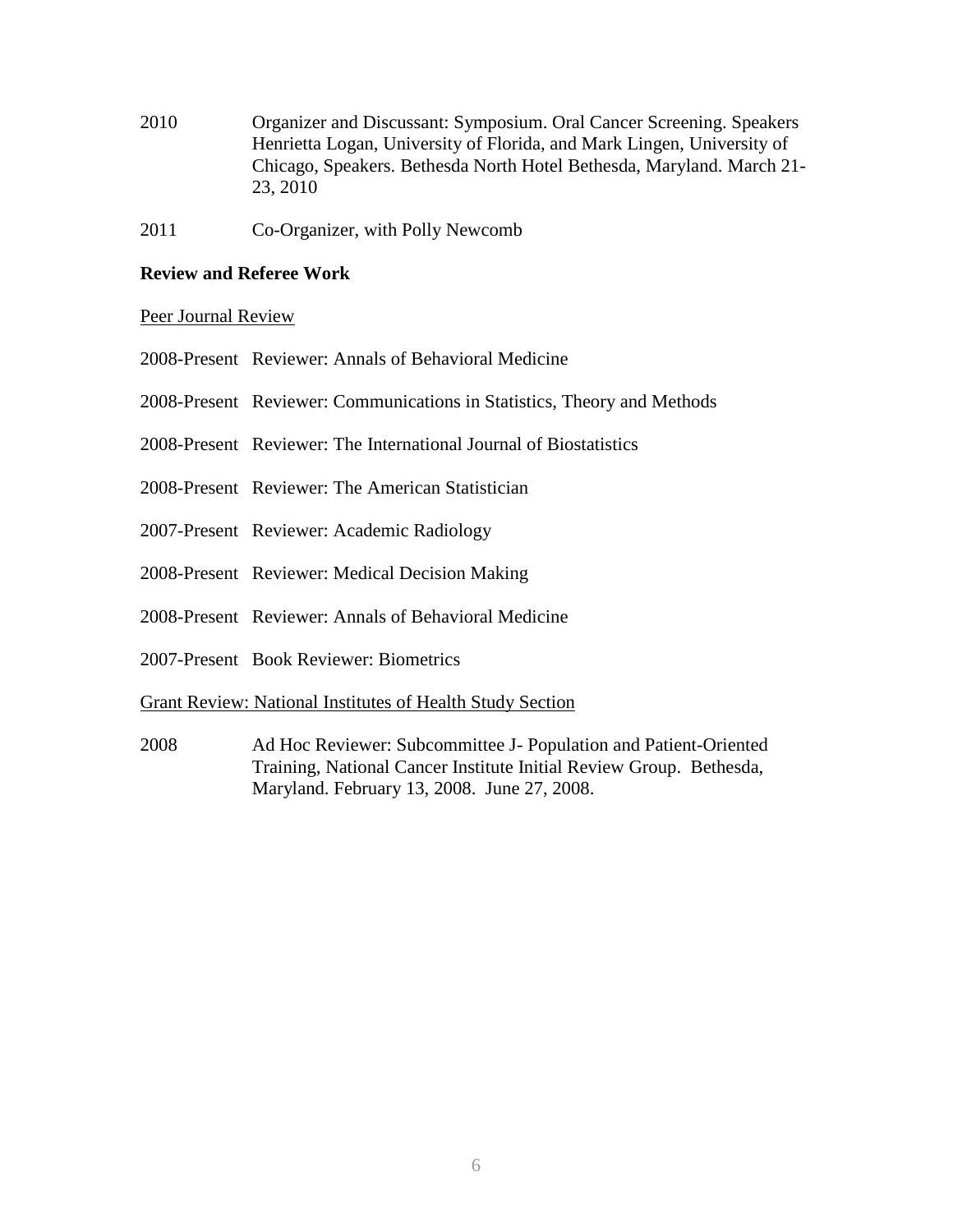2010 Organizer and Discussant: Symposium. Oral Cancer Screening. Speakers Henrietta Logan, University of Florida, and Mark Lingen, University of Chicago, Speakers. Bethesda North Hotel Bethesda, Maryland. March 21-23, 2010

2011 Co-Organizer, with Polly Newcomb

**Review and Referee Work**

Peer Journal Review

2008-Present Reviewer: Annals of Behavioral Medicine

2008-Present Reviewer: Communications in Statistics, Theory and Methods

2008-Present Reviewer: The International Journal of Biostatistics

2008-Present Reviewer: The American Statistician

2007-Present Reviewer: Academic Radiology

2008-Present Reviewer: Medical Decision Making

2008-Present Reviewer: Annals of Behavioral Medicine

2007-Present Book Reviewer: Biometrics

Grant Review: National Institutes of Health Study Section

2008 Ad Hoc Reviewer: Subcommittee J- Population and Patient-Oriented Training, National Cancer Institute Initial Review Group. Bethesda, Maryland. February 13, 2008. June 27, 2008.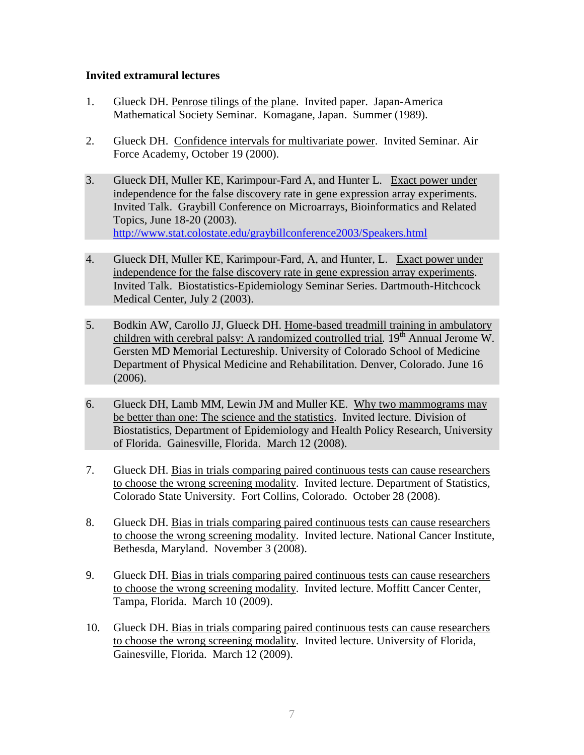**Invited extramural lectures**

1. Glueck DH. Penrose tilings of the plane. Invited paper. Japan-America Mathematical Society Seminar. Komagane, Japan. Summer (1989).

2. Glueck DH. Confidence intervals for multivariate power. Invited Seminar. Air Force Academy, October 19 (2000).

3. Glueck DH, Muller KE, Karimpour-Fard A, and Hunter L. Exact power under independence for the false discovery rate in gene expression array experiments. Invited Talk. Graybill Conference on Microarrays, Bioinformatics and Related Topics, June 18-20 (2003). http://www.stat.colostate.edu/graybillconference2003/Speakers.html

4. Glueck DH, Muller KE, Karimpour-Fard, A, and Hunter, L. Exact power under independence for the false discovery rate in gene expression array experiments. Invited Talk. Biostatistics-Epidemiology Seminar Series. Dartmouth-Hitchcock Medical Center, July 2 (2003).

5. Bodkin AW, Carollo JJ, Glueck DH. Home-based treadmill training in ambulatory children with cerebral palsy: A randomized controlled trial. 19th Annual Jerome W. Gersten MD Memorial Lectureship. University of Colorado School of Medicine Department of Physical Medicine and Rehabilitation. Denver, Colorado. June 16 (2006).

6. Glueck DH, Lamb MM, Lewin JM and Muller KE. Why two mammograms may be better than one: The science and the statistics. Invited lecture. Division of Biostatistics, Department of Epidemiology and Health Policy Research, University of Florida. Gainesville, Florida. March 12 (2008).

7. Glueck DH. Bias in trials comparing paired continuous tests can cause researchers to choose the wrong screening modality. Invited lecture. Department of Statistics, Colorado State University. Fort Collins, Colorado. October 28 (2008).

8. Glueck DH. Bias in trials comparing paired continuous tests can cause researchers to choose the wrong screening modality. Invited lecture. National Cancer Institute, Bethesda, Maryland. November 3 (2008).

9. Glueck DH. Bias in trials comparing paired continuous tests can cause researchers to choose the wrong screening modality. Invited lecture. Moffitt Cancer Center, Tampa, Florida. March 10 (2009).

10. Glueck DH. Bias in trials comparing paired continuous tests can cause researchers to choose the wrong screening modality. Invited lecture. University of Florida, Gainesville, Florida. March 12 (2009).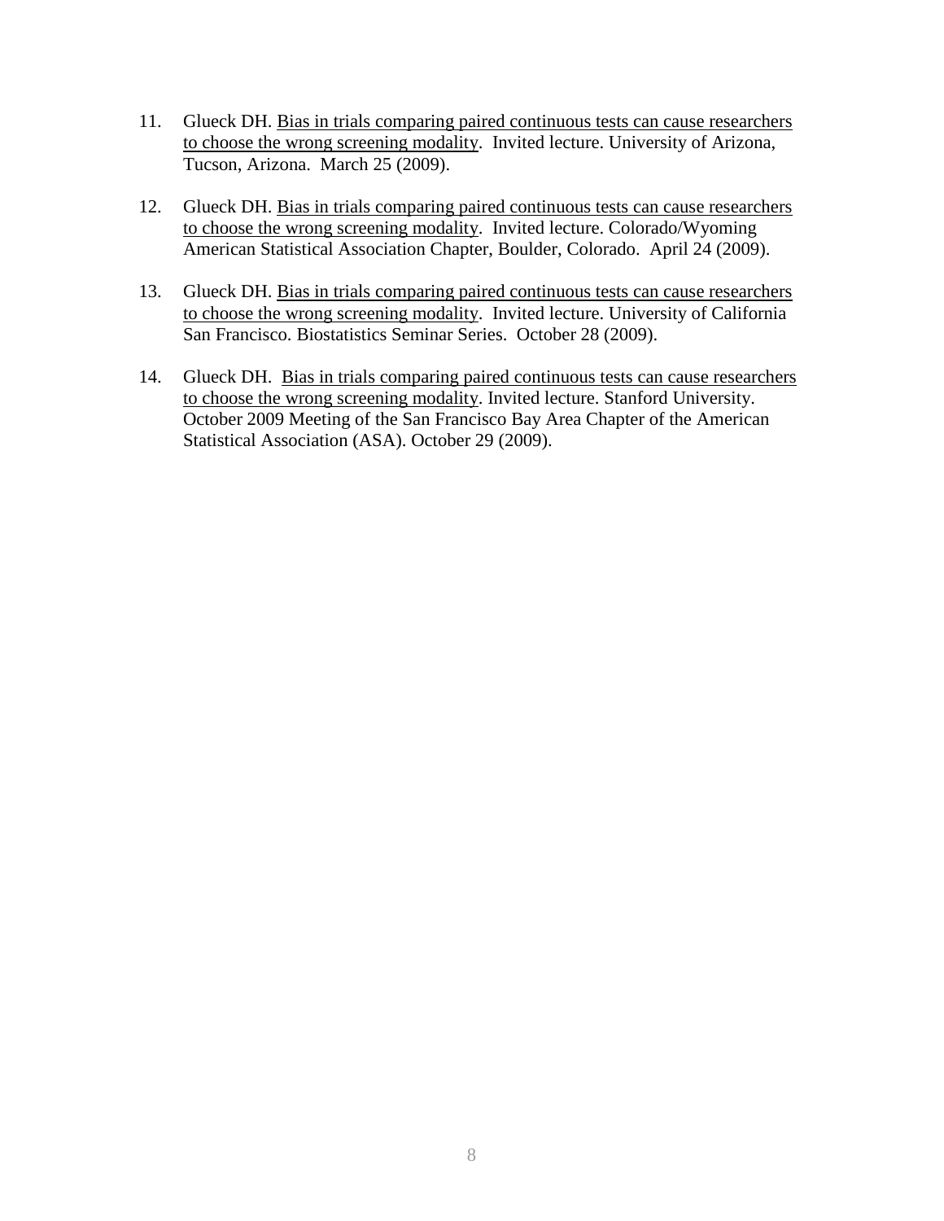11. Glueck DH. Bias in trials comparing paired continuous tests can cause researchers to choose the wrong screening modality. Invited lecture. University of Arizona, Tucson, Arizona. March 25 (2009).

12. Glueck DH. Bias in trials comparing paired continuous tests can cause researchers to choose the wrong screening modality. Invited lecture. Colorado/Wyoming American Statistical Association Chapter, Boulder, Colorado. April 24 (2009).

13. Glueck DH. Bias in trials comparing paired continuous tests can cause researchers to choose the wrong screening modality. Invited lecture. University of California San Francisco. Biostatistics Seminar Series. October 28 (2009).

14. Glueck DH. Bias in trials comparing paired continuous tests can cause researchers to choose the wrong screening modality. Invited lecture. Stanford University. October 2009 Meeting of the San Francisco Bay Area Chapter of the American Statistical Association (ASA). October 29 (2009).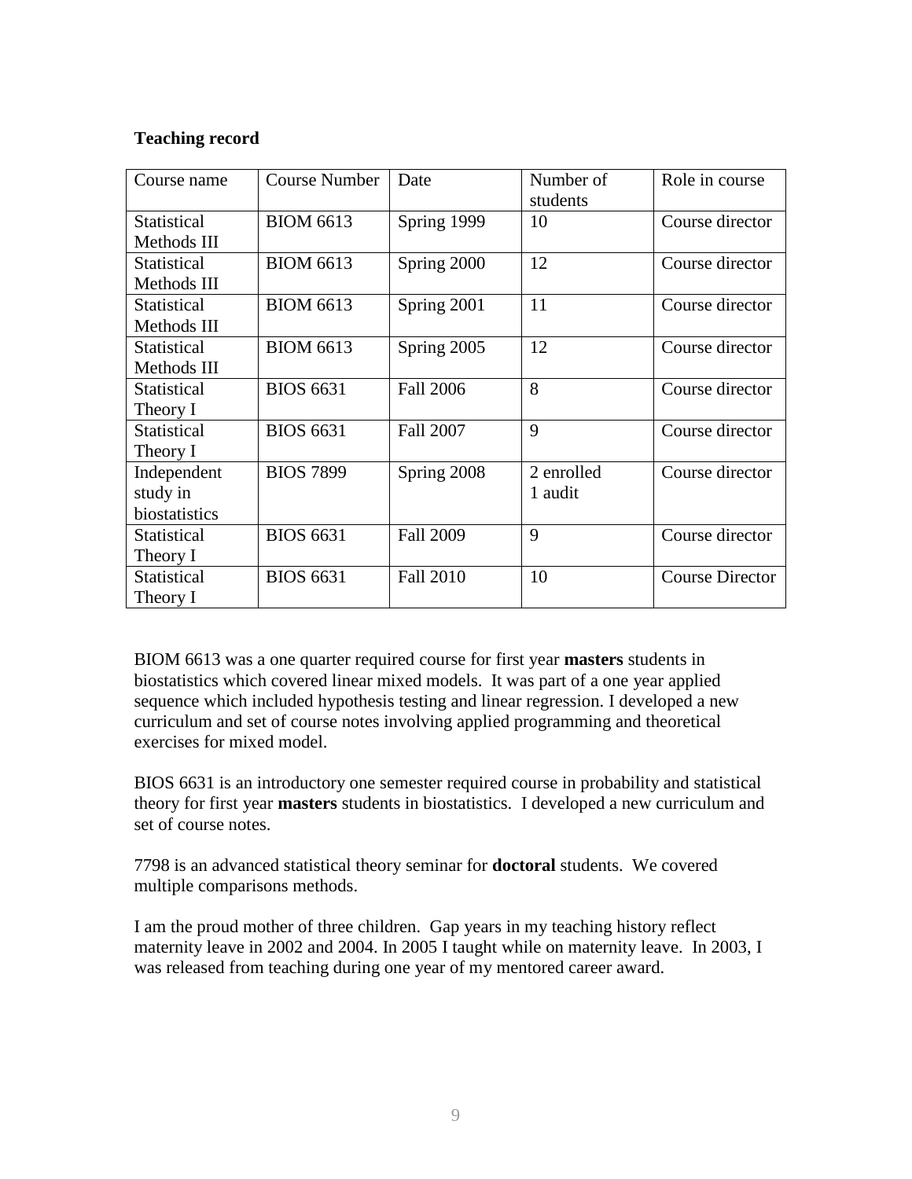**Teaching record**

| Course name | Course Number | Date | Number of students | Role in course |
|---|---|---|---|---|
| Statistical Methods III | BIOM 6613 | Spring 1999 | 10 | Course director |
| Statistical Methods III | BIOM 6613 | Spring 2000 | 12 | Course director |
| Statistical Methods III | BIOM 6613 | Spring 2001 | 11 | Course director |
| Statistical Methods III | BIOM 6613 | Spring 2005 | 12 | Course director |
| Statistical Theory I | BIOS 6631 | Fall 2006 | 8 | Course director |
| Statistical Theory I | BIOS 6631 | Fall 2007 | 9 | Course director |
| Independent study in biostatistics | BIOS 7899 | Spring 2008 | 2 enrolled 1 audit | Course director |
| Statistical Theory I | BIOS 6631 | Fall 2009 | 9 | Course director |
| Statistical Theory I | BIOS 6631 | Fall 2010 | 10 | Course Director |

BIOM 6613 was a one quarter required course for first year **masters** students in biostatistics which covered linear mixed models. It was part of a one year applied sequence which included hypothesis testing and linear regression. I developed a new curriculum and set of course notes involving applied programming and theoretical exercises for mixed model.

BIOS 6631 is an introductory one semester required course in probability and statistical theory for first year **masters** students in biostatistics. I developed a new curriculum and set of course notes.

7798 is an advanced statistical theory seminar for **doctoral** students. We covered multiple comparisons methods.

I am the proud mother of three children. Gap years in my teaching history reflect maternity leave in 2002 and 2004. In 2005 I taught while on maternity leave. In 2003, I was released from teaching during one year of my mentored career award.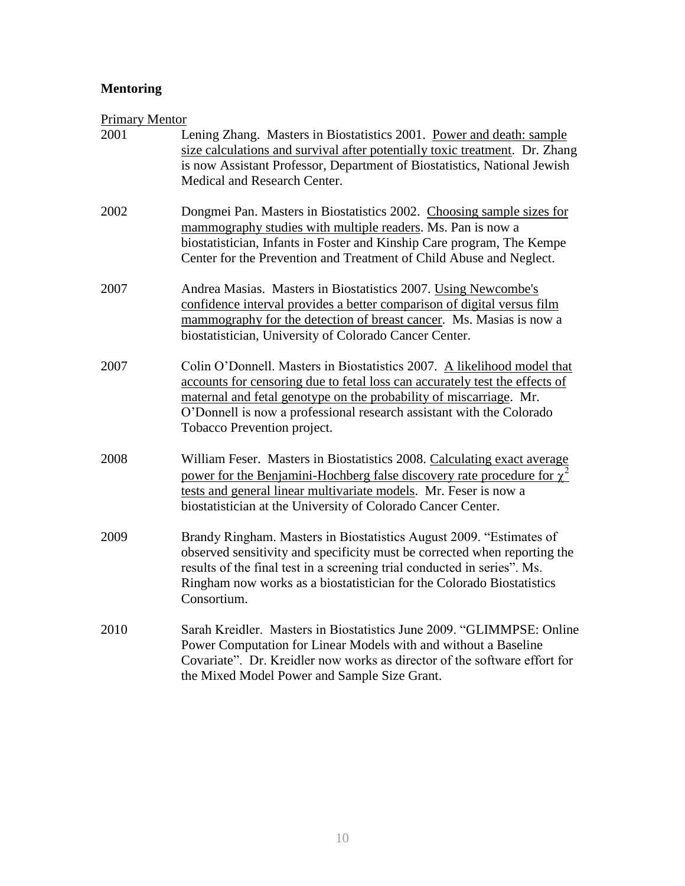**Mentoring**

Primary Mentor

2001 Lening Zhang. Masters in Biostatistics 2001. Power and death: sample size calculations and survival after potentially toxic treatment. Dr. Zhang is now Assistant Professor, Department of Biostatistics, National Jewish Medical and Research Center.

2002 Dongmei Pan. Masters in Biostatistics 2002. Choosing sample sizes for mammography studies with multiple readers. Ms. Pan is now a biostatistician, Infants in Foster and Kinship Care program, The Kempe Center for the Prevention and Treatment of Child Abuse and Neglect.

2007 Andrea Masias. Masters in Biostatistics 2007. Using Newcombe's confidence interval provides a better comparison of digital versus film mammography for the detection of breast cancer. Ms. Masias is now a biostatistician, University of Colorado Cancer Center.

2007 Colin O'Donnell. Masters in Biostatistics 2007. A likelihood model that accounts for censoring due to fetal loss can accurately test the effects of maternal and fetal genotype on the probability of miscarriage. Mr. O'Donnell is now a professional research assistant with the Colorado Tobacco Prevention project.

2008 William Feser. Masters in Biostatistics 2008. Calculating exact average power for the Benjamini-Hochberg false discovery rate procedure for $\chi^2$ tests and general linear multivariate models. Mr. Feser is now a biostatistician at the University of Colorado Cancer Center.

2009 Brandy Ringham. Masters in Biostatistics August 2009. "Estimates of observed sensitivity and specificity must be corrected when reporting the results of the final test in a screening trial conducted in series". Ms. Ringham now works as a biostatistician for the Colorado Biostatistics Consortium.

2010 Sarah Kreidler. Masters in Biostatistics June 2009. "GLIMMPSE: Online Power Computation for Linear Models with and without a Baseline Covariate". Dr. Kreidler now works as director of the software effort for the Mixed Model Power and Sample Size Grant.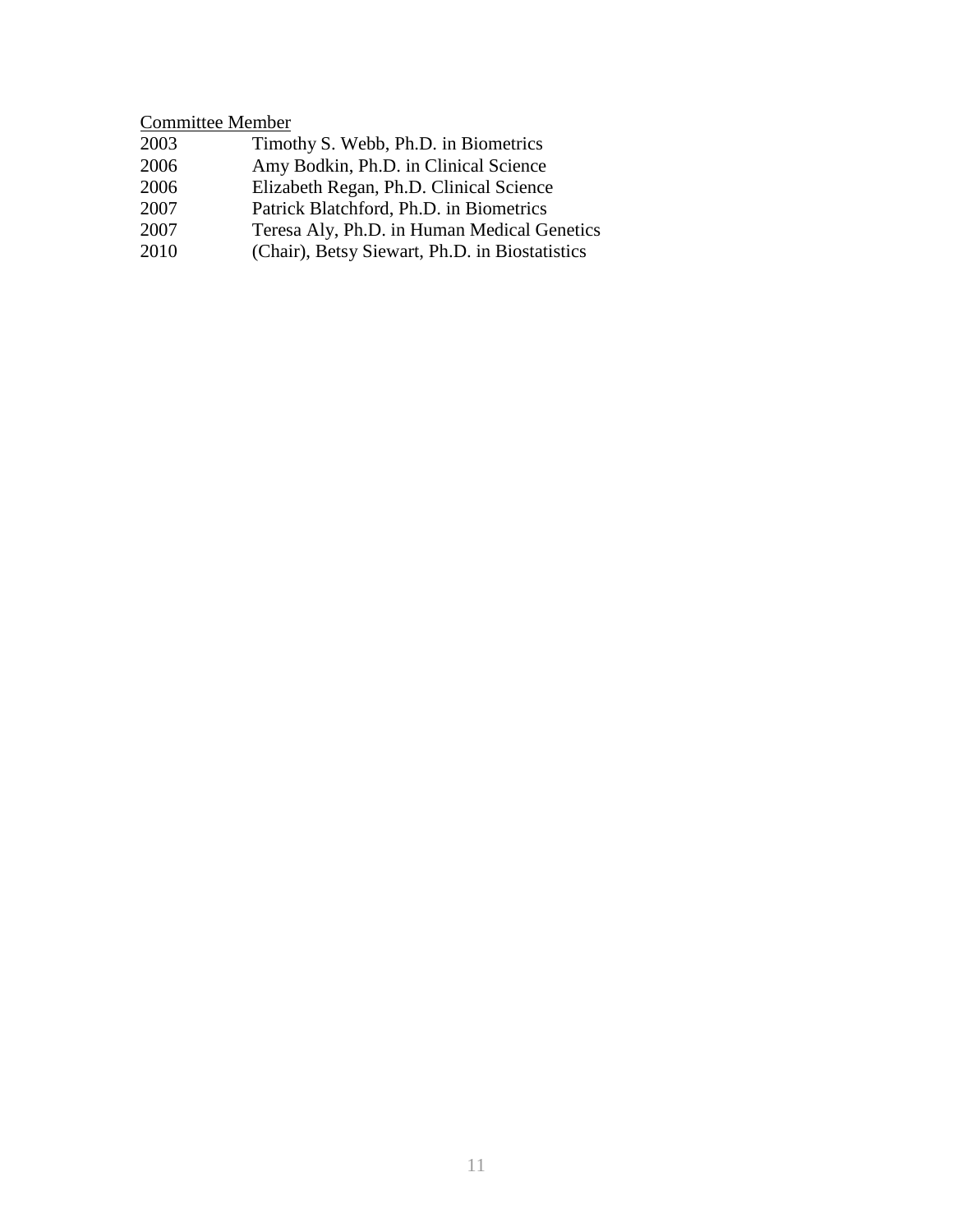<u>Committee Member</u>

2003 Timothy S. Webb, Ph.D. in Biometrics
2006 Amy Bodkin, Ph.D. in Clinical Science
2006 Elizabeth Regan, Ph.D. Clinical Science
2007 Patrick Blatchford, Ph.D. in Biometrics
2007 Teresa Aly, Ph.D. in Human Medical Genetics
2010 (Chair), Betsy Siewart, Ph.D. in Biostatistics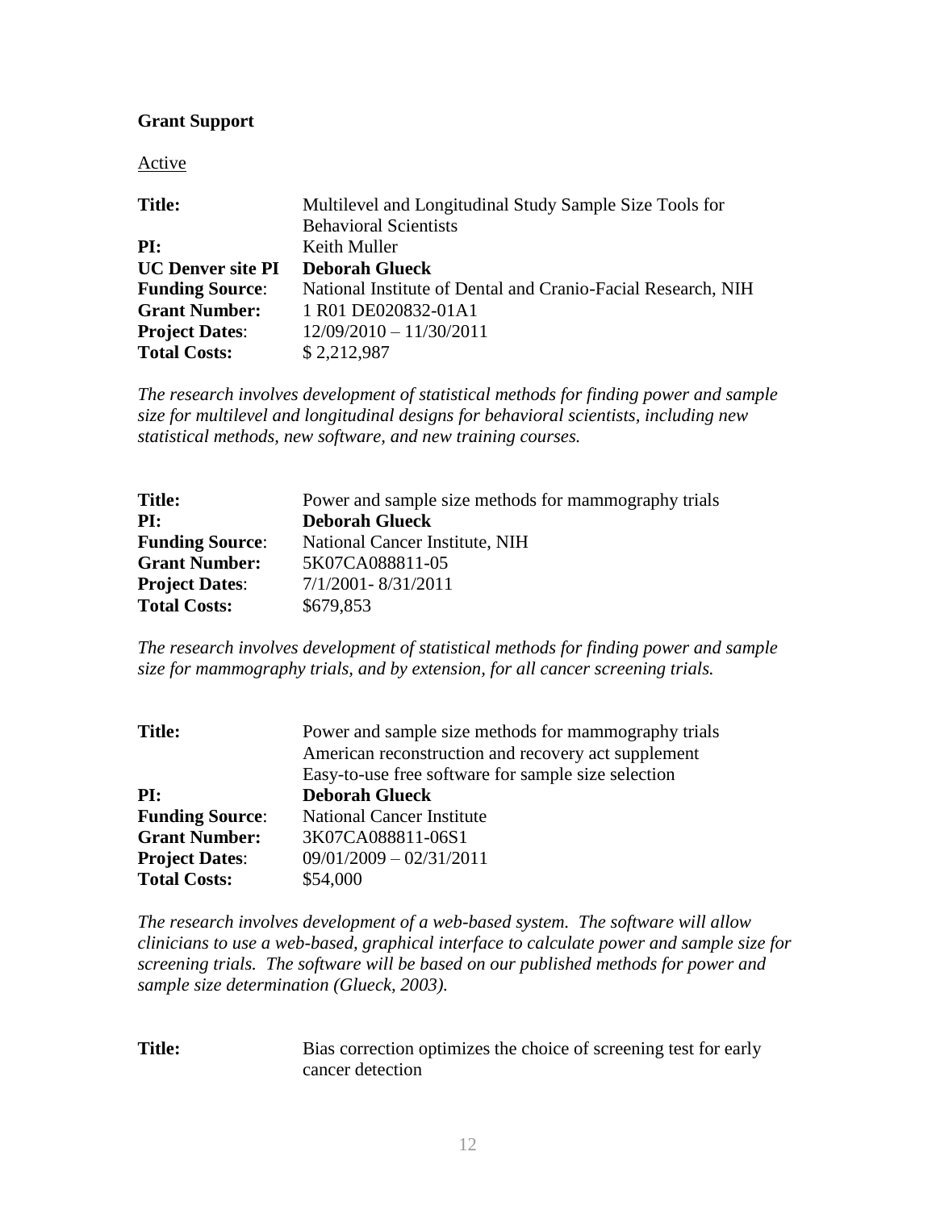**Grant Support**

Active

| | |
|---|---|
| **Title:** | Multilevel and Longitudinal Study Sample Size Tools for Behavioral Scientists |
| **PI:** | Keith Muller |
| **UC Denver site PI** | **Deborah Glueck** |
| **Funding Source**: | National Institute of Dental and Cranio-Facial Research, NIH |
| **Grant Number:** | 1 R01 DE020832-01A1 |
| **Project Dates**: | 12/09/2010 – 11/30/2011 |
| **Total Costs:** | $ 2,212,987 |

*The research involves development of statistical methods for finding power and sample size for multilevel and longitudinal designs for behavioral scientists, including new statistical methods, new software, and new training courses.*

| | |
|---|---|
| **Title:** | Power and sample size methods for mammography trials |
| **PI:** | **Deborah Glueck** |
| **Funding Source**: | National Cancer Institute, NIH |
| **Grant Number:** | 5K07CA088811-05 |
| **Project Dates**: | 7/1/2001- 8/31/2011 |
| **Total Costs:** | $679,853 |

*The research involves development of statistical methods for finding power and sample size for mammography trials, and by extension, for all cancer screening trials.*

| | |
|---|---|
| **Title:** | Power and sample size methods for mammography trials American reconstruction and recovery act supplement Easy-to-use free software for sample size selection |
| **PI:** | **Deborah Glueck** |
| **Funding Source**: | National Cancer Institute |
| **Grant Number:** | 3K07CA088811-06S1 |
| **Project Dates**: | 09/01/2009 – 02/31/2011 |
| **Total Costs:** | $54,000 |

*The research involves development of a web-based system. The software will allow clinicians to use a web-based, graphical interface to calculate power and sample size for screening trials. The software will be based on our published methods for power and sample size determination (Glueck, 2003).*

| | |
|---|---|
| **Title:** | Bias correction optimizes the choice of screening test for early cancer detection |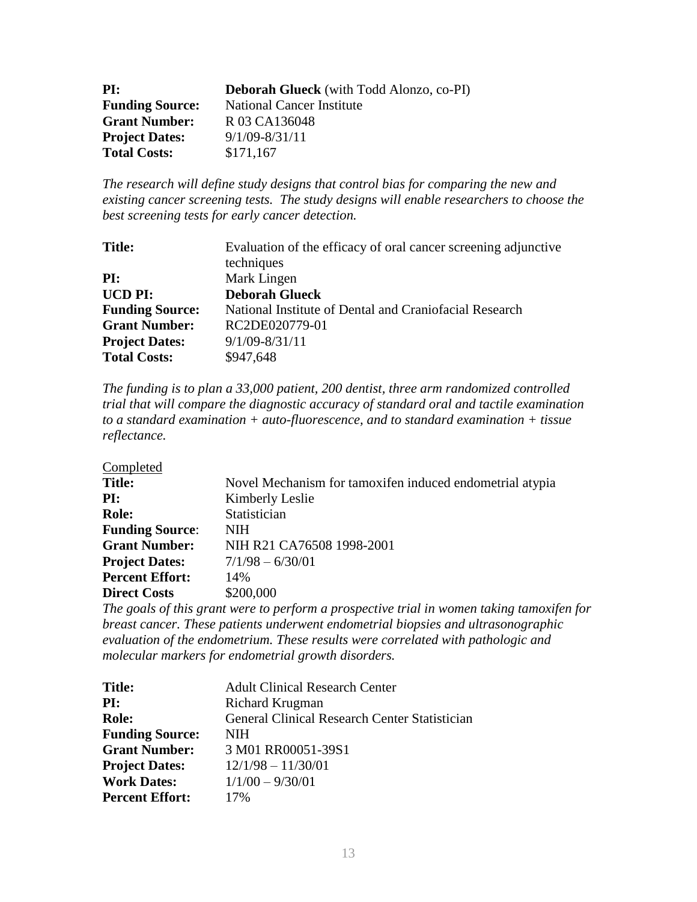**PI:** **Deborah Glueck** (with Todd Alonzo, co-PI)
**Funding Source:** National Cancer Institute
**Grant Number:** R 03 CA136048
**Project Dates:** 9/1/09-8/31/11
**Total Costs:** $171,167

*The research will define study designs that control bias for comparing the new and existing cancer screening tests. The study designs will enable researchers to choose the best screening tests for early cancer detection.*

**Title:** Evaluation of the efficacy of oral cancer screening adjunctive techniques
**PI:** Mark Lingen
**UCD PI:** **Deborah Glueck**
**Funding Source:** National Institute of Dental and Craniofacial Research
**Grant Number:** RC2DE020779-01
**Project Dates:** 9/1/09-8/31/11
**Total Costs:** $947,648

*The funding is to plan a 33,000 patient, 200 dentist, three arm randomized controlled trial that will compare the diagnostic accuracy of standard oral and tactile examination to a standard examination + auto-fluorescence, and to standard examination + tissue reflectance.*

Completed

**Title:** Novel Mechanism for tamoxifen induced endometrial atypia
**PI:** Kimberly Leslie
**Role:** Statistician
**Funding Source**: NIH
**Grant Number:** NIH R21 CA76508 1998-2001
**Project Dates:** 7/1/98 – 6/30/01
**Percent Effort:** 14%
**Direct Costs** $200,000

*The goals of this grant were to perform a prospective trial in women taking tamoxifen for breast cancer. These patients underwent endometrial biopsies and ultrasonographic evaluation of the endometrium. These results were correlated with pathologic and molecular markers for endometrial growth disorders.*

**Title:** Adult Clinical Research Center
**PI:** Richard Krugman
**Role:** General Clinical Research Center Statistician
**Funding Source:** NIH
**Grant Number:** 3 M01 RR00051-39S1
**Project Dates:** 12/1/98 – 11/30/01
**Work Dates:** 1/1/00 – 9/30/01
**Percent Effort:** 17%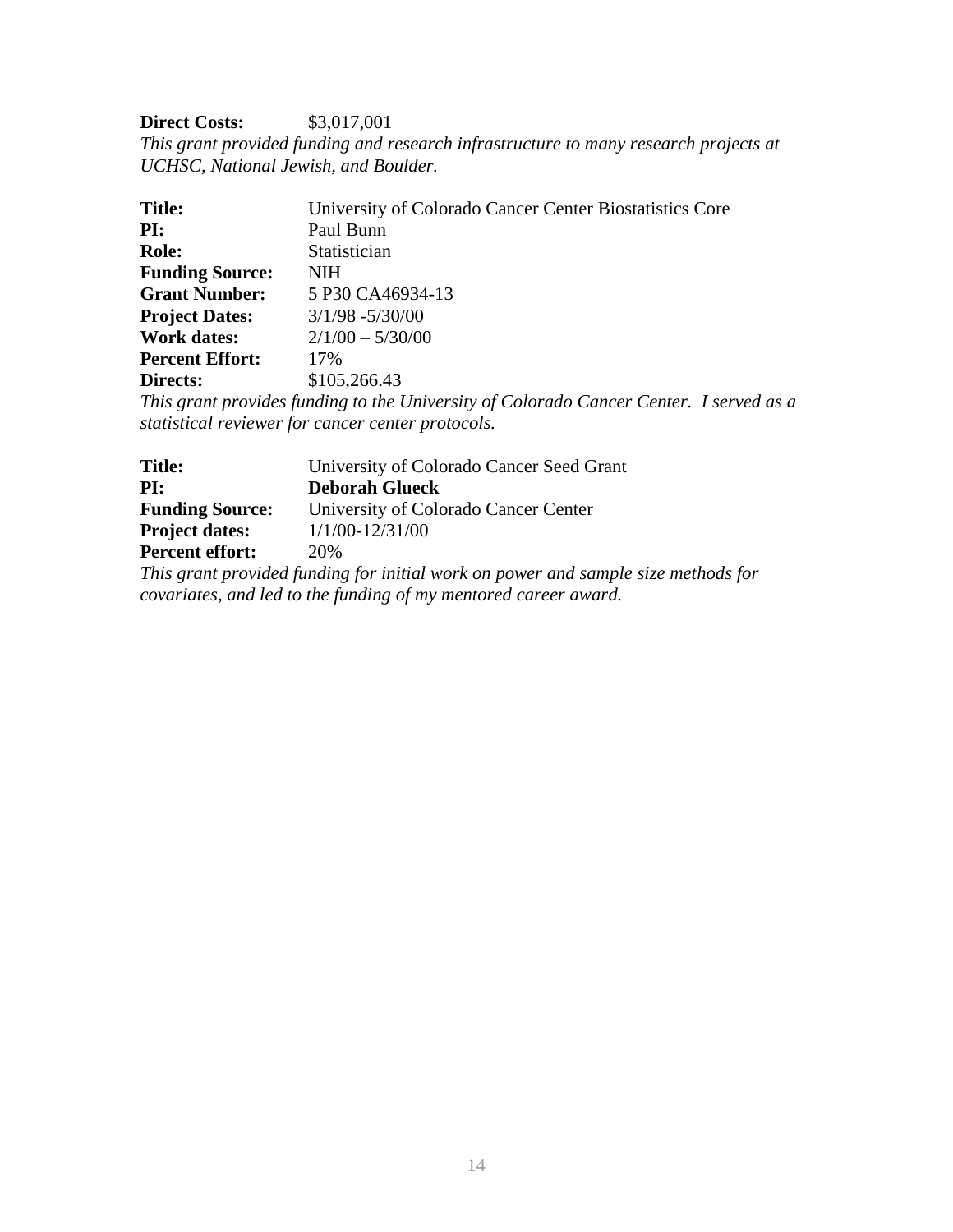**Direct Costs:** $3,017,001

*This grant provided funding and research infrastructure to many research projects at UCHSC, National Jewish, and Boulder.*

**Title:** University of Colorado Cancer Center Biostatistics Core
**PI:** Paul Bunn
**Role:** Statistician
**Funding Source:** NIH
**Grant Number:** 5 P30 CA46934-13
**Project Dates:** 3/1/98 -5/30/00
**Work dates:** 2/1/00 – 5/30/00
**Percent Effort:** 17%
**Directs:** $105,266.43

*This grant provides funding to the University of Colorado Cancer Center. I served as a statistical reviewer for cancer center protocols.*

**Title:** University of Colorado Cancer Seed Grant
**PI:** **Deborah Glueck**
**Funding Source:** University of Colorado Cancer Center
**Project dates:** 1/1/00-12/31/00
**Percent effort:** 20%

*This grant provided funding for initial work on power and sample size methods for covariates, and led to the funding of my mentored career award.*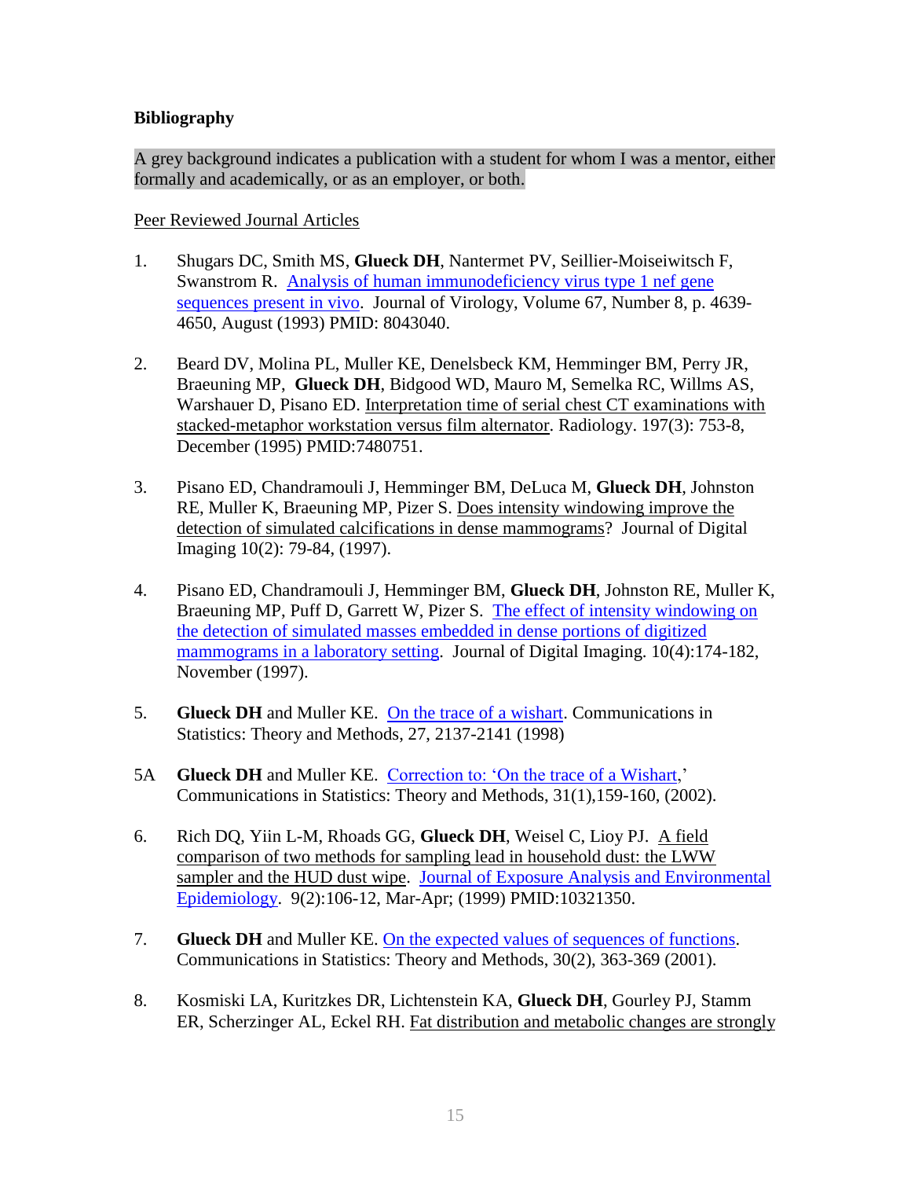**Bibliography**

A grey background indicates a publication with a student for whom I was a mentor, either formally and academically, or as an employer, or both.

Peer Reviewed Journal Articles

1. Shugars DC, Smith MS, **Glueck DH**, Nantermet PV, Seillier-Moiseiwitsch F, Swanstrom R. Analysis of human immunodeficiency virus type 1 nef gene sequences present in vivo. Journal of Virology, Volume 67, Number 8, p. 4639-4650, August (1993) PMID: 8043040.

2. Beard DV, Molina PL, Muller KE, Denelsbeck KM, Hemminger BM, Perry JR, Braeuning MP, **Glueck DH**, Bidgood WD, Mauro M, Semelka RC, Willms AS, Warshauer D, Pisano ED. Interpretation time of serial chest CT examinations with stacked-metaphor workstation versus film alternator. Radiology. 197(3): 753-8, December (1995) PMID:7480751.

3. Pisano ED, Chandramouli J, Hemminger BM, DeLuca M, **Glueck DH**, Johnston RE, Muller K, Braeuning MP, Pizer S. Does intensity windowing improve the detection of simulated calcifications in dense mammograms? Journal of Digital Imaging 10(2): 79-84, (1997).

4. Pisano ED, Chandramouli J, Hemminger BM, **Glueck DH**, Johnston RE, Muller K, Braeuning MP, Puff D, Garrett W, Pizer S. The effect of intensity windowing on the detection of simulated masses embedded in dense portions of digitized mammograms in a laboratory setting. Journal of Digital Imaging. 10(4):174-182, November (1997).

5. **Glueck DH** and Muller KE. On the trace of a wishart. Communications in Statistics: Theory and Methods, 27, 2137-2141 (1998)

5A **Glueck DH** and Muller KE. Correction to: 'On the trace of a Wishart,' Communications in Statistics: Theory and Methods, 31(1),159-160, (2002).

6. Rich DQ, Yiin L-M, Rhoads GG, **Glueck DH**, Weisel C, Lioy PJ. A field comparison of two methods for sampling lead in household dust: the LWW sampler and the HUD dust wipe. Journal of Exposure Analysis and Environmental Epidemiology. 9(2):106-12, Mar-Apr; (1999) PMID:10321350.

7. **Glueck DH** and Muller KE. On the expected values of sequences of functions. Communications in Statistics: Theory and Methods, 30(2), 363-369 (2001).

8. Kosmiski LA, Kuritzkes DR, Lichtenstein KA, **Glueck DH**, Gourley PJ, Stamm ER, Scherzinger AL, Eckel RH. Fat distribution and metabolic changes are strongly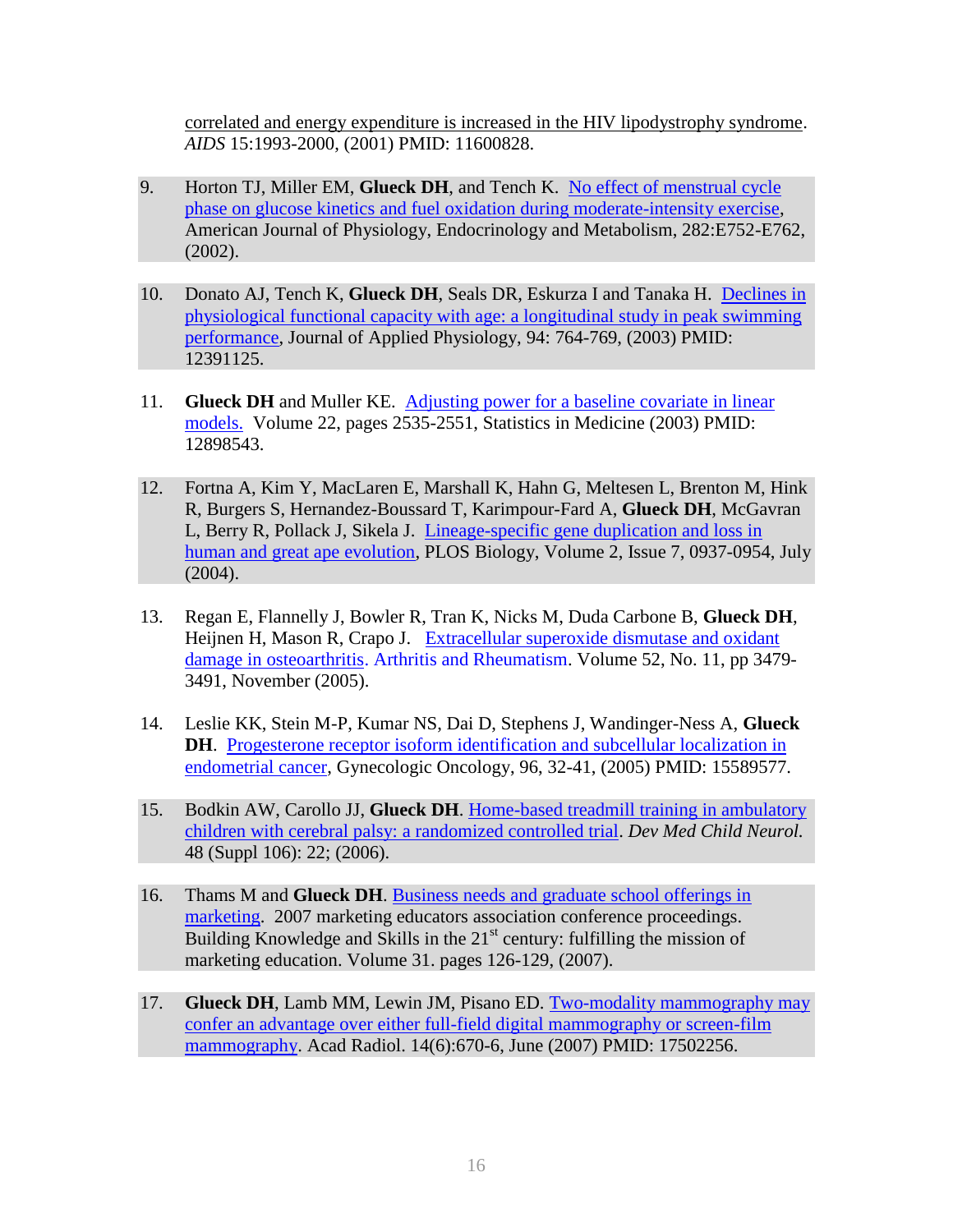correlated and energy expenditure is increased in the HIV lipodystrophy syndrome. *AIDS* 15:1993-2000, (2001) PMID: 11600828.

9. Horton TJ, Miller EM, **Glueck DH**, and Tench K. No effect of menstrual cycle phase on glucose kinetics and fuel oxidation during moderate-intensity exercise, American Journal of Physiology, Endocrinology and Metabolism, 282:E752-E762, (2002).

10. Donato AJ, Tench K, **Glueck DH**, Seals DR, Eskurza I and Tanaka H. Declines in physiological functional capacity with age: a longitudinal study in peak swimming performance, Journal of Applied Physiology, 94: 764-769, (2003) PMID: 12391125.

11. **Glueck DH** and Muller KE. Adjusting power for a baseline covariate in linear models. Volume 22, pages 2535-2551, Statistics in Medicine (2003) PMID: 12898543.

12. Fortna A, Kim Y, MacLaren E, Marshall K, Hahn G, Meltesen L, Brenton M, Hink R, Burgers S, Hernandez-Boussard T, Karimpour-Fard A, **Glueck DH**, McGavran L, Berry R, Pollack J, Sikela J. Lineage-specific gene duplication and loss in human and great ape evolution, PLOS Biology, Volume 2, Issue 7, 0937-0954, July (2004).

13. Regan E, Flannelly J, Bowler R, Tran K, Nicks M, Duda Carbone B, **Glueck DH**, Heijnen H, Mason R, Crapo J. Extracellular superoxide dismutase and oxidant damage in osteoarthritis. Arthritis and Rheumatism. Volume 52, No. 11, pp 3479-3491, November (2005).

14. Leslie KK, Stein M-P, Kumar NS, Dai D, Stephens J, Wandinger-Ness A, **Glueck DH**. Progesterone receptor isoform identification and subcellular localization in endometrial cancer, Gynecologic Oncology, 96, 32-41, (2005) PMID: 15589577.

15. Bodkin AW, Carollo JJ, **Glueck DH**. Home-based treadmill training in ambulatory children with cerebral palsy: a randomized controlled trial. *Dev Med Child Neurol.* 48 (Suppl 106): 22; (2006).

16. Thams M and **Glueck DH**. Business needs and graduate school offerings in marketing. 2007 marketing educators association conference proceedings. Building Knowledge and Skills in the 21st century: fulfilling the mission of marketing education. Volume 31. pages 126-129, (2007).

17. **Glueck DH**, Lamb MM, Lewin JM, Pisano ED. Two-modality mammography may confer an advantage over either full-field digital mammography or screen-film mammography. Acad Radiol. 14(6):670-6, June (2007) PMID: 17502256.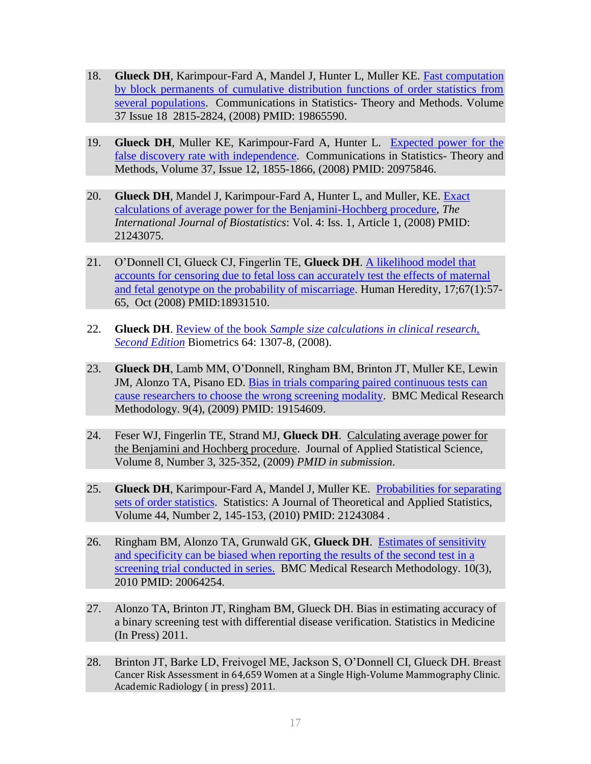18. **Glueck DH**, Karimpour-Fard A, Mandel J, Hunter L, Muller KE. Fast computation by block permanents of cumulative distribution functions of order statistics from several populations. Communications in Statistics- Theory and Methods. Volume 37 Issue 18 2815-2824, (2008) PMID: 19865590.

19. **Glueck DH**, Muller KE, Karimpour-Fard A, Hunter L. Expected power for the false discovery rate with independence. Communications in Statistics- Theory and Methods, Volume 37, Issue 12, 1855-1866, (2008) PMID: 20975846.

20. **Glueck DH**, Mandel J, Karimpour-Fard A, Hunter L, and Muller, KE. Exact calculations of average power for the Benjamini-Hochberg procedure, *The International Journal of Biostatistics*: Vol. 4: Iss. 1, Article 1, (2008) PMID: 21243075.

21. O'Donnell CI, Glueck CJ, Fingerlin TE, **Glueck DH**. A likelihood model that accounts for censoring due to fetal loss can accurately test the effects of maternal and fetal genotype on the probability of miscarriage. Human Heredity, 17;67(1):57-65, Oct (2008) PMID:18931510.

22. **Glueck DH**. Review of the book *Sample size calculations in clinical research, Second Edition* Biometrics 64: 1307-8, (2008).

23. **Glueck DH**, Lamb MM, O'Donnell, Ringham BM, Brinton JT, Muller KE, Lewin JM, Alonzo TA, Pisano ED. Bias in trials comparing paired continuous tests can cause researchers to choose the wrong screening modality. BMC Medical Research Methodology. 9(4), (2009) PMID: 19154609.

24. Feser WJ, Fingerlin TE, Strand MJ, **Glueck DH**. Calculating average power for the Benjamini and Hochberg procedure. Journal of Applied Statistical Science, Volume 8, Number 3, 325-352, (2009) *PMID in submission*.

25. **Glueck DH**, Karimpour-Fard A, Mandel J, Muller KE. Probabilities for separating sets of order statistics. Statistics: A Journal of Theoretical and Applied Statistics, Volume 44, Number 2, 145-153, (2010) PMID: 21243084 .

26. Ringham BM, Alonzo TA, Grunwald GK, **Glueck DH**. Estimates of sensitivity and specificity can be biased when reporting the results of the second test in a screening trial conducted in series. BMC Medical Research Methodology. 10(3), 2010 PMID: 20064254.

27. Alonzo TA, Brinton JT, Ringham BM, Glueck DH. Bias in estimating accuracy of a binary screening test with differential disease verification. Statistics in Medicine (In Press) 2011.

28. Brinton JT, Barke LD, Freivogel ME, Jackson S, O'Donnell CI, Glueck DH. Breast Cancer Risk Assessment in 64,659 Women at a Single High-Volume Mammography Clinic. Academic Radiology ( in press) 2011.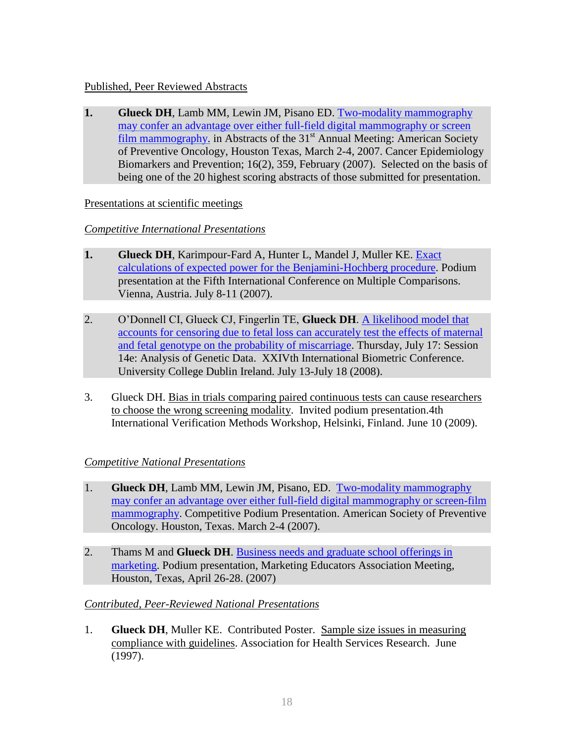Published, Peer Reviewed Abstracts

**1.** **Glueck DH**, Lamb MM, Lewin JM, Pisano ED. Two-modality mammography may confer an advantage over either full-field digital mammography or screen film mammography. in Abstracts of the 31st Annual Meeting: American Society of Preventive Oncology, Houston Texas, March 2-4, 2007. Cancer Epidemiology Biomarkers and Prevention; 16(2), 359, February (2007). Selected on the basis of being one of the 20 highest scoring abstracts of those submitted for presentation.

Presentations at scientific meetings

*Competitive International Presentations*

**1.** **Glueck DH**, Karimpour-Fard A, Hunter L, Mandel J, Muller KE. Exact calculations of expected power for the Benjamini-Hochberg procedure. Podium presentation at the Fifth International Conference on Multiple Comparisons. Vienna, Austria. July 8-11 (2007).

2. O'Donnell CI, Glueck CJ, Fingerlin TE, **Glueck DH**. A likelihood model that accounts for censoring due to fetal loss can accurately test the effects of maternal and fetal genotype on the probability of miscarriage. Thursday, July 17: Session 14e: Analysis of Genetic Data. XXIVth International Biometric Conference. University College Dublin Ireland. July 13-July 18 (2008).

3. Glueck DH. Bias in trials comparing paired continuous tests can cause researchers to choose the wrong screening modality. Invited podium presentation.4th International Verification Methods Workshop, Helsinki, Finland. June 10 (2009).

*Competitive National Presentations*

1. **Glueck DH**, Lamb MM, Lewin JM, Pisano, ED. Two-modality mammography may confer an advantage over either full-field digital mammography or screen-film mammography. Competitive Podium Presentation. American Society of Preventive Oncology. Houston, Texas. March 2-4 (2007).

2. Thams M and **Glueck DH**. Business needs and graduate school offerings in marketing. Podium presentation, Marketing Educators Association Meeting, Houston, Texas, April 26-28. (2007)

*Contributed, Peer-Reviewed National Presentations*

1. **Glueck DH**, Muller KE. Contributed Poster. Sample size issues in measuring compliance with guidelines. Association for Health Services Research. June (1997).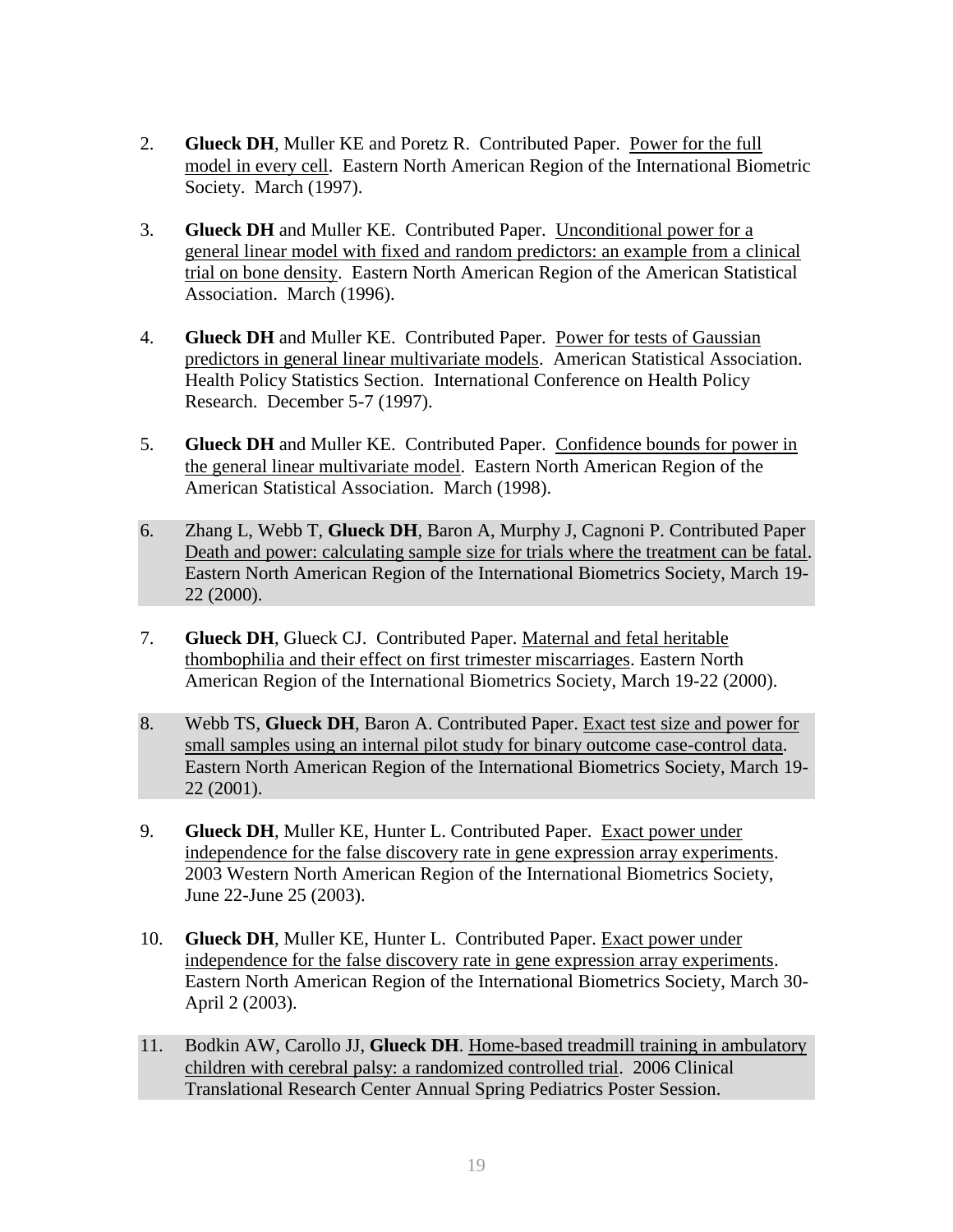2. **Glueck DH**, Muller KE and Poretz R. Contributed Paper. Power for the full model in every cell. Eastern North American Region of the International Biometric Society. March (1997).

3. **Glueck DH** and Muller KE. Contributed Paper. Unconditional power for a general linear model with fixed and random predictors: an example from a clinical trial on bone density. Eastern North American Region of the American Statistical Association. March (1996).

4. **Glueck DH** and Muller KE. Contributed Paper. Power for tests of Gaussian predictors in general linear multivariate models. American Statistical Association. Health Policy Statistics Section. International Conference on Health Policy Research. December 5-7 (1997).

5. **Glueck DH** and Muller KE. Contributed Paper. Confidence bounds for power in the general linear multivariate model. Eastern North American Region of the American Statistical Association. March (1998).

6. Zhang L, Webb T, **Glueck DH**, Baron A, Murphy J, Cagnoni P. Contributed Paper Death and power: calculating sample size for trials where the treatment can be fatal. Eastern North American Region of the International Biometrics Society, March 19-22 (2000).

7. **Glueck DH**, Glueck CJ. Contributed Paper. Maternal and fetal heritable thombophilia and their effect on first trimester miscarriages. Eastern North American Region of the International Biometrics Society, March 19-22 (2000).

8. Webb TS, **Glueck DH**, Baron A. Contributed Paper. Exact test size and power for small samples using an internal pilot study for binary outcome case-control data. Eastern North American Region of the International Biometrics Society, March 19-22 (2001).

9. **Glueck DH**, Muller KE, Hunter L. Contributed Paper. Exact power under independence for the false discovery rate in gene expression array experiments. 2003 Western North American Region of the International Biometrics Society, June 22-June 25 (2003).

10. **Glueck DH**, Muller KE, Hunter L. Contributed Paper. Exact power under independence for the false discovery rate in gene expression array experiments. Eastern North American Region of the International Biometrics Society, March 30-April 2 (2003).

11. Bodkin AW, Carollo JJ, **Glueck DH**. Home-based treadmill training in ambulatory children with cerebral palsy: a randomized controlled trial. 2006 Clinical Translational Research Center Annual Spring Pediatrics Poster Session.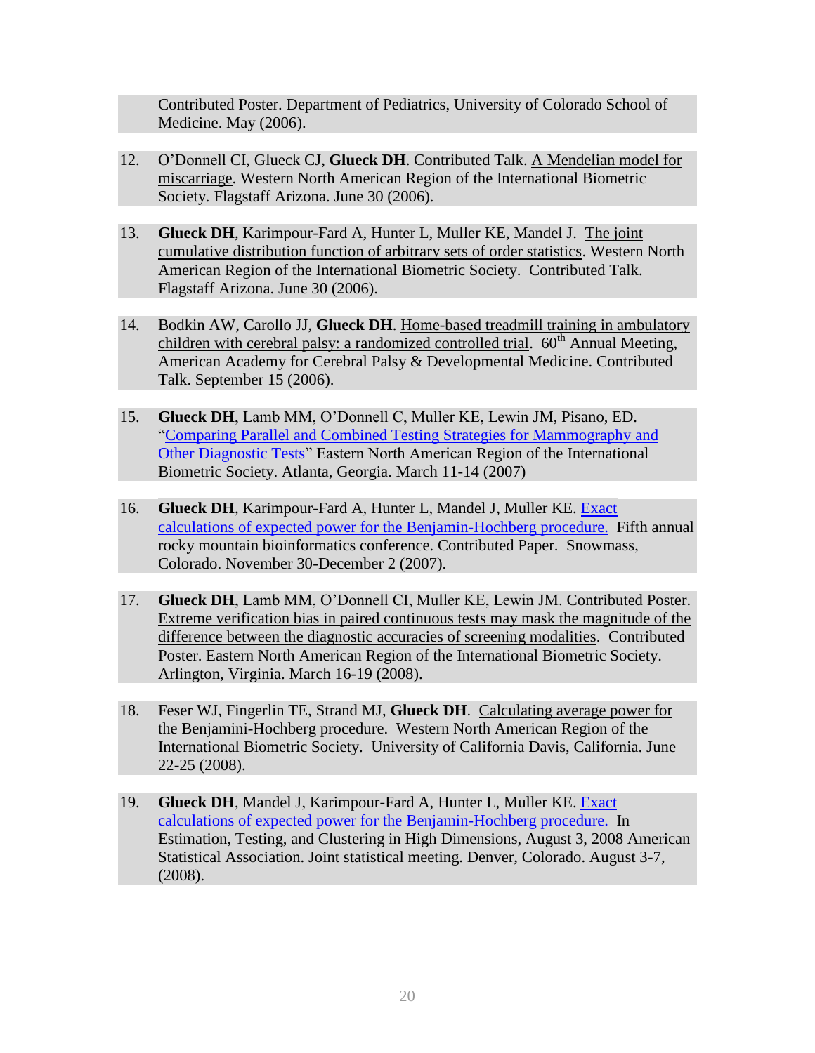Contributed Poster. Department of Pediatrics, University of Colorado School of Medicine. May (2006).

12. O'Donnell CI, Glueck CJ, **Glueck DH**. Contributed Talk. A Mendelian model for miscarriage. Western North American Region of the International Biometric Society. Flagstaff Arizona. June 30 (2006).

13. **Glueck DH**, Karimpour-Fard A, Hunter L, Muller KE, Mandel J. The joint cumulative distribution function of arbitrary sets of order statistics. Western North American Region of the International Biometric Society. Contributed Talk. Flagstaff Arizona. June 30 (2006).

14. Bodkin AW, Carollo JJ, **Glueck DH**. Home-based treadmill training in ambulatory children with cerebral palsy: a randomized controlled trial. 60th Annual Meeting, American Academy for Cerebral Palsy & Developmental Medicine. Contributed Talk. September 15 (2006).

15. **Glueck DH**, Lamb MM, O'Donnell C, Muller KE, Lewin JM, Pisano, ED. "Comparing Parallel and Combined Testing Strategies for Mammography and Other Diagnostic Tests" Eastern North American Region of the International Biometric Society. Atlanta, Georgia. March 11-14 (2007)

16. **Glueck DH**, Karimpour-Fard A, Hunter L, Mandel J, Muller KE. Exact calculations of expected power for the Benjamin-Hochberg procedure. Fifth annual rocky mountain bioinformatics conference. Contributed Paper. Snowmass, Colorado. November 30-December 2 (2007).

17. **Glueck DH**, Lamb MM, O'Donnell CI, Muller KE, Lewin JM. Contributed Poster. Extreme verification bias in paired continuous tests may mask the magnitude of the difference between the diagnostic accuracies of screening modalities. Contributed Poster. Eastern North American Region of the International Biometric Society. Arlington, Virginia. March 16-19 (2008).

18. Feser WJ, Fingerlin TE, Strand MJ, **Glueck DH**. Calculating average power for the Benjamini-Hochberg procedure. Western North American Region of the International Biometric Society. University of California Davis, California. June 22-25 (2008).

19. **Glueck DH**, Mandel J, Karimpour-Fard A, Hunter L, Muller KE. Exact calculations of expected power for the Benjamin-Hochberg procedure. In Estimation, Testing, and Clustering in High Dimensions, August 3, 2008 American Statistical Association. Joint statistical meeting. Denver, Colorado. August 3-7, (2008).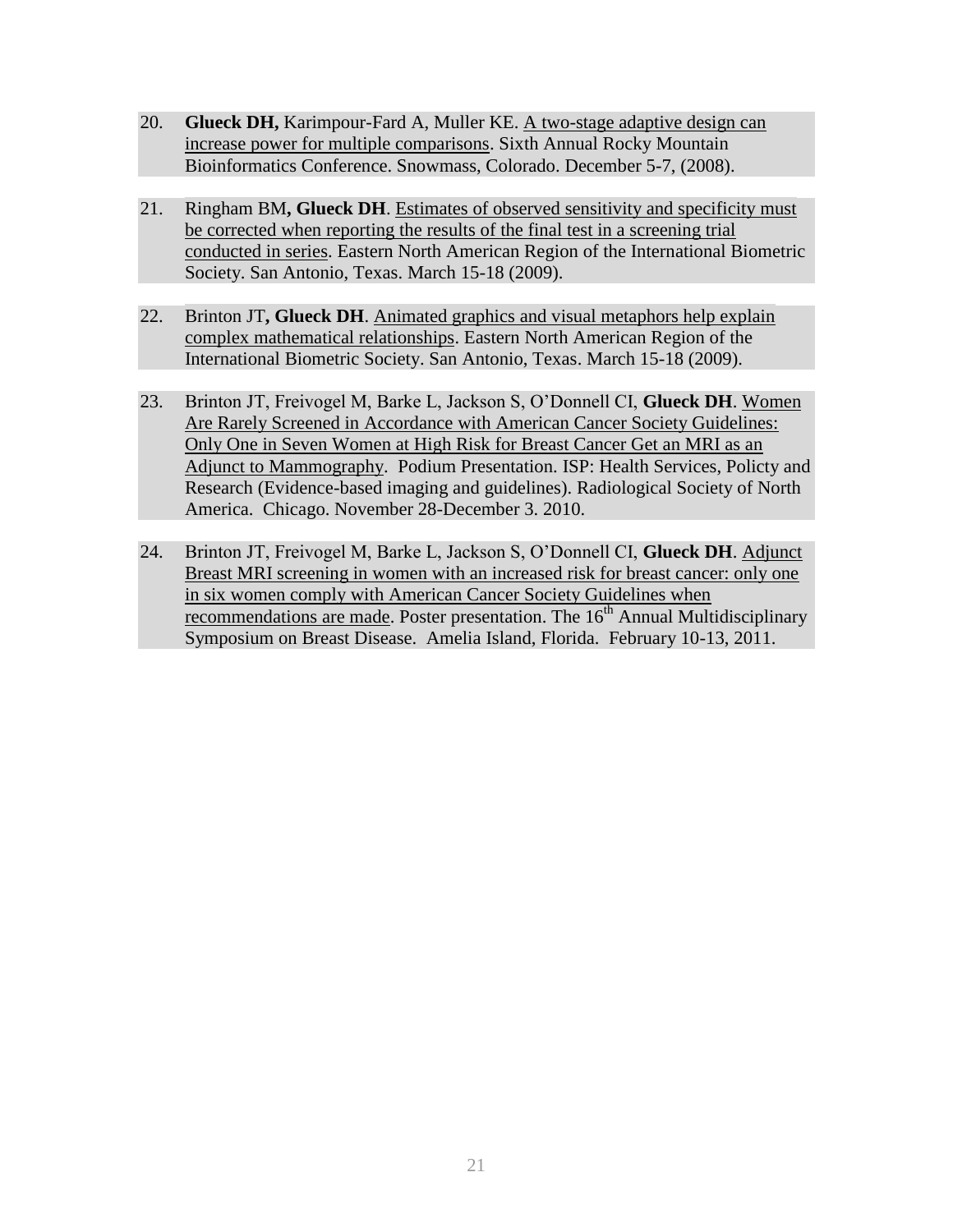20. **Glueck DH,** Karimpour-Fard A, Muller KE. <u>A two-stage adaptive design can increase power for multiple comparisons</u>. Sixth Annual Rocky Mountain Bioinformatics Conference. Snowmass, Colorado. December 5-7, (2008).

21. Ringham BM**, Glueck DH**. <u>Estimates of observed sensitivity and specificity must be corrected when reporting the results of the final test in a screening trial conducted in series</u>. Eastern North American Region of the International Biometric Society. San Antonio, Texas. March 15-18 (2009).

22. Brinton JT**, Glueck DH**. <u>Animated graphics and visual metaphors help explain complex mathematical relationships</u>. Eastern North American Region of the International Biometric Society. San Antonio, Texas. March 15-18 (2009).

23. Brinton JT, Freivogel M, Barke L, Jackson S, O'Donnell CI, **Glueck DH**. <u>Women Are Rarely Screened in Accordance with American Cancer Society Guidelines: Only One in Seven Women at High Risk for Breast Cancer Get an MRI as an Adjunct to Mammography</u>. Podium Presentation. ISP: Health Services, Policty and Research (Evidence-based imaging and guidelines). Radiological Society of North America. Chicago. November 28-December 3. 2010.

24. Brinton JT, Freivogel M, Barke L, Jackson S, O'Donnell CI, **Glueck DH**. <u>Adjunct Breast MRI screening in women with an increased risk for breast cancer: only one in six women comply with American Cancer Society Guidelines when recommendations are made</u>. Poster presentation. The 16th Annual Multidisciplinary Symposium on Breast Disease. Amelia Island, Florida. February 10-13, 2011.